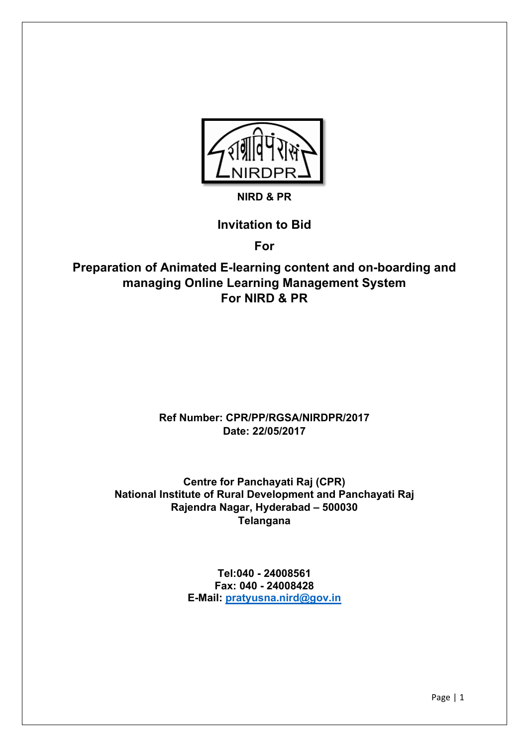NIRD & PR

# Invitation to Bid

## For

## Preparation of Animated E-learning content and on-boarding and managing Online Learning Management System For NIRD & PR

**Ref Number: CPR/PP/RGSA/NIRDPR/2017**
**Date: 22/05/2017**

**Centre for Panchayati Raj (CPR)**
**National Institute of Rural Development and Panchayati Raj**
**Rajendra Nagar, Hyderabad – 500030**
**Telangana**

**Tel:040 - 24008561**
**Fax: 040 - 24008428**
**E-Mail: pratyusna.nird@gov.in**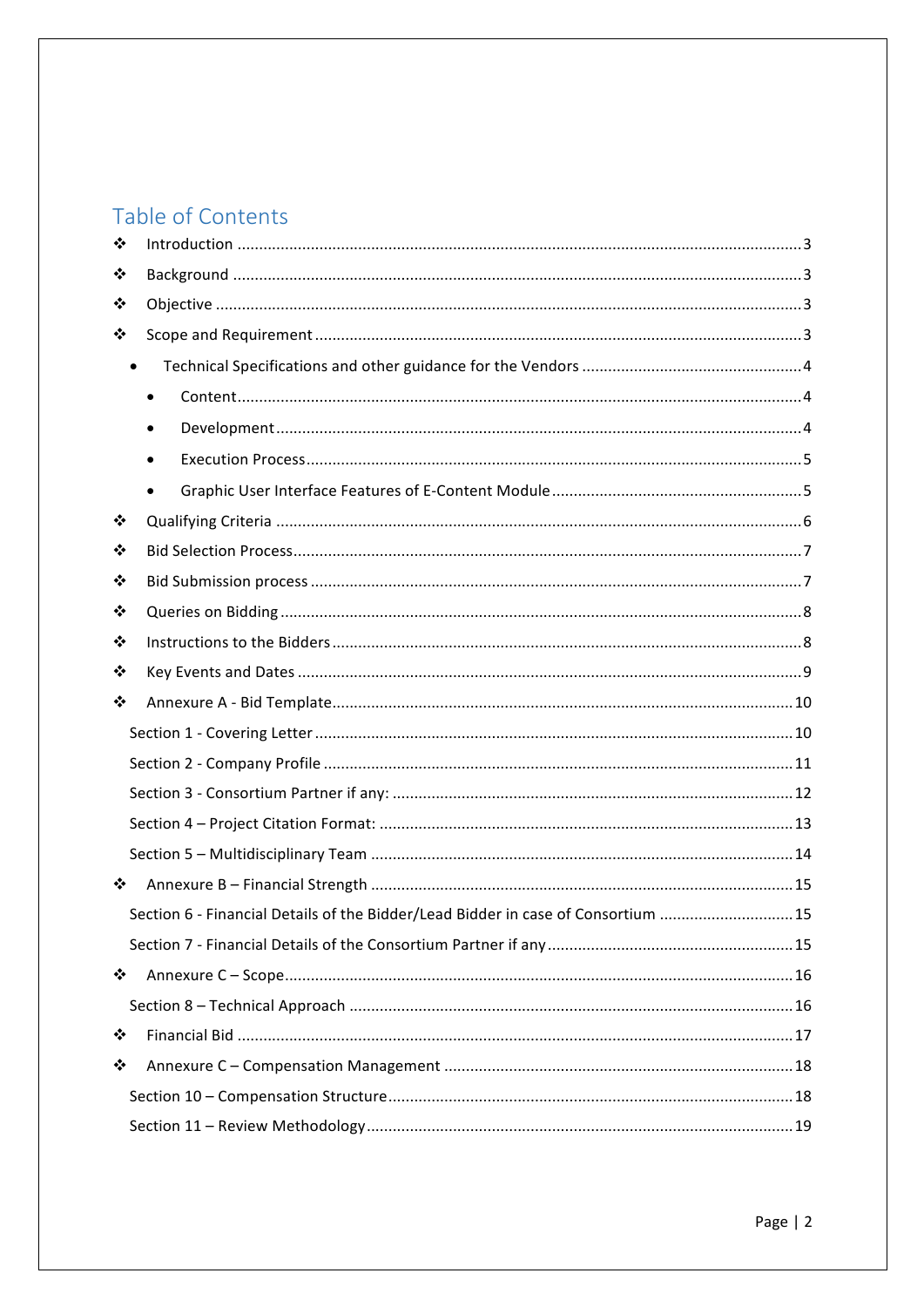# Table of Contents

- Introduction ........................................................................ 3
- Background ........................................................................ 3
- Objective ........................................................................ 3
- Scope and Requirement ........................................................................ 3
  - Technical Specifications and other guidance for the Vendors ........................................ 4
    - Content ........................................................................ 4
    - Development ........................................................................ 4
    - Execution Process ........................................................................ 5
    - Graphic User Interface Features of E-Content Module ........................................ 5
- Qualifying Criteria ........................................................................ 6
- Bid Selection Process ........................................................................ 7
- Bid Submission process ........................................................................ 7
- Queries on Bidding ........................................................................ 8
- Instructions to the Bidders ........................................................................ 8
- Key Events and Dates ........................................................................ 9
- Annexure A - Bid Template ........................................................................ 10
  - Section 1 - Covering Letter ........................................................................ 10
  - Section 2 - Company Profile ........................................................................ 11
  - Section 3 - Consortium Partner if any: ........................................................................ 12
  - Section 4 – Project Citation Format: ........................................................................ 13
  - Section 5 – Multidisciplinary Team ........................................................................ 14
- Annexure B – Financial Strength ........................................................................ 15
  - Section 6 - Financial Details of the Bidder/Lead Bidder in case of Consortium ........................ 15
  - Section 7 - Financial Details of the Consortium Partner if any ........................................ 15
- Annexure C – Scope ........................................................................ 16
  - Section 8 – Technical Approach ........................................................................ 16
- Financial Bid ........................................................................ 17
- Annexure C – Compensation Management ........................................................................ 18
  - Section 10 – Compensation Structure ........................................................................ 18
  - Section 11 – Review Methodology ........................................................................ 19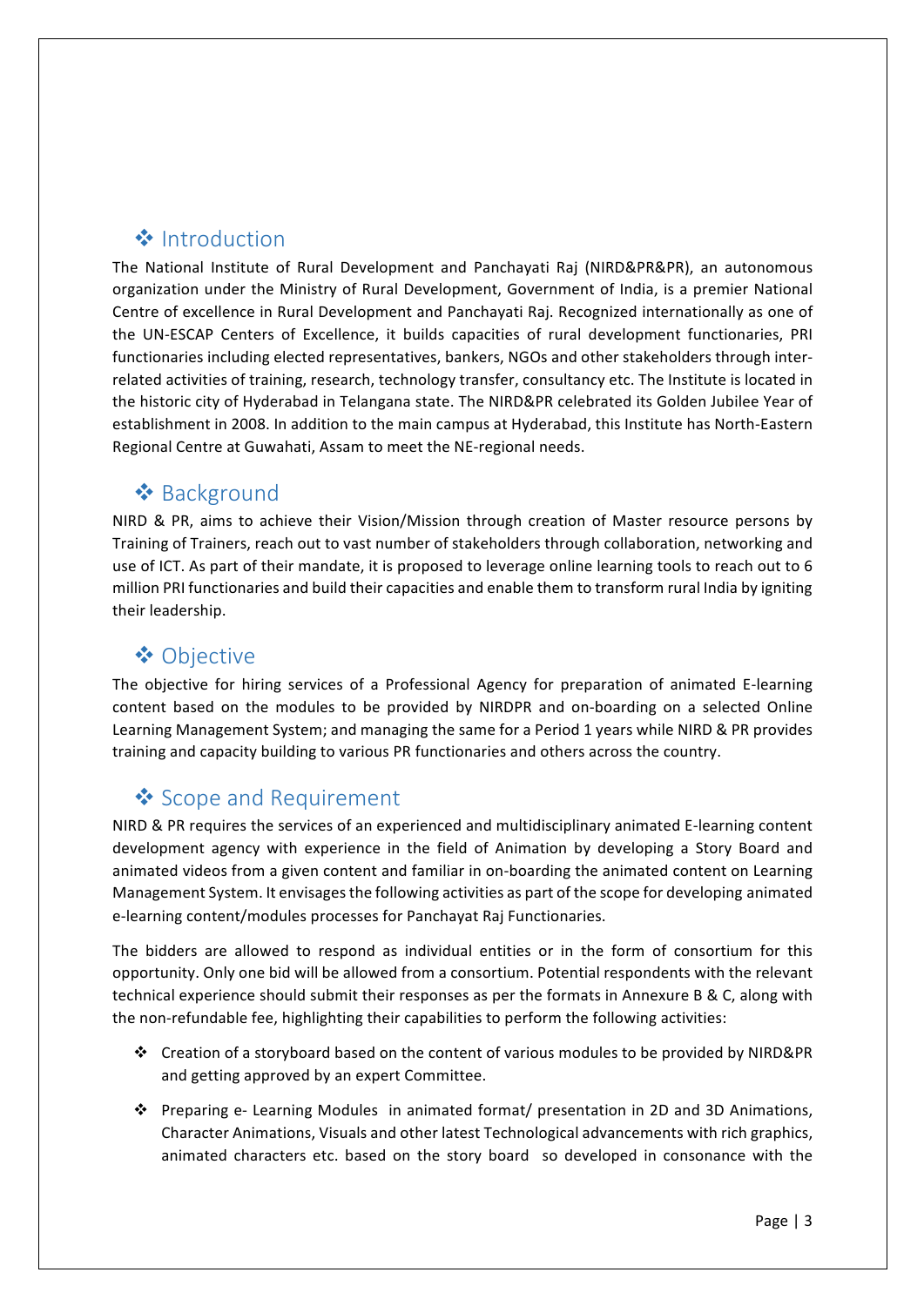## ❖ Introduction

The National Institute of Rural Development and Panchayati Raj (NIRD&PR&PR), an autonomous organization under the Ministry of Rural Development, Government of India, is a premier National Centre of excellence in Rural Development and Panchayati Raj. Recognized internationally as one of the UN-ESCAP Centers of Excellence, it builds capacities of rural development functionaries, PRI functionaries including elected representatives, bankers, NGOs and other stakeholders through inter-related activities of training, research, technology transfer, consultancy etc. The Institute is located in the historic city of Hyderabad in Telangana state. The NIRD&PR celebrated its Golden Jubilee Year of establishment in 2008. In addition to the main campus at Hyderabad, this Institute has North-Eastern Regional Centre at Guwahati, Assam to meet the NE-regional needs.

## ❖ Background

NIRD & PR, aims to achieve their Vision/Mission through creation of Master resource persons by Training of Trainers, reach out to vast number of stakeholders through collaboration, networking and use of ICT. As part of their mandate, it is proposed to leverage online learning tools to reach out to 6 million PRI functionaries and build their capacities and enable them to transform rural India by igniting their leadership.

## ❖ Objective

The objective for hiring services of a Professional Agency for preparation of animated E-learning content based on the modules to be provided by NIRDPR and on-boarding on a selected Online Learning Management System; and managing the same for a Period 1 years while NIRD & PR provides training and capacity building to various PR functionaries and others across the country.

## ❖ Scope and Requirement

NIRD & PR requires the services of an experienced and multidisciplinary animated E-learning content development agency with experience in the field of Animation by developing a Story Board and animated videos from a given content and familiar in on-boarding the animated content on Learning Management System. It envisages the following activities as part of the scope for developing animated e-learning content/modules processes for Panchayat Raj Functionaries.

The bidders are allowed to respond as individual entities or in the form of consortium for this opportunity. Only one bid will be allowed from a consortium. Potential respondents with the relevant technical experience should submit their responses as per the formats in Annexure B & C, along with the non-refundable fee, highlighting their capabilities to perform the following activities:

- ❖ Creation of a storyboard based on the content of various modules to be provided by NIRD&PR and getting approved by an expert Committee.
- ❖ Preparing e- Learning Modules in animated format/ presentation in 2D and 3D Animations, Character Animations, Visuals and other latest Technological advancements with rich graphics, animated characters etc. based on the story board so developed in consonance with the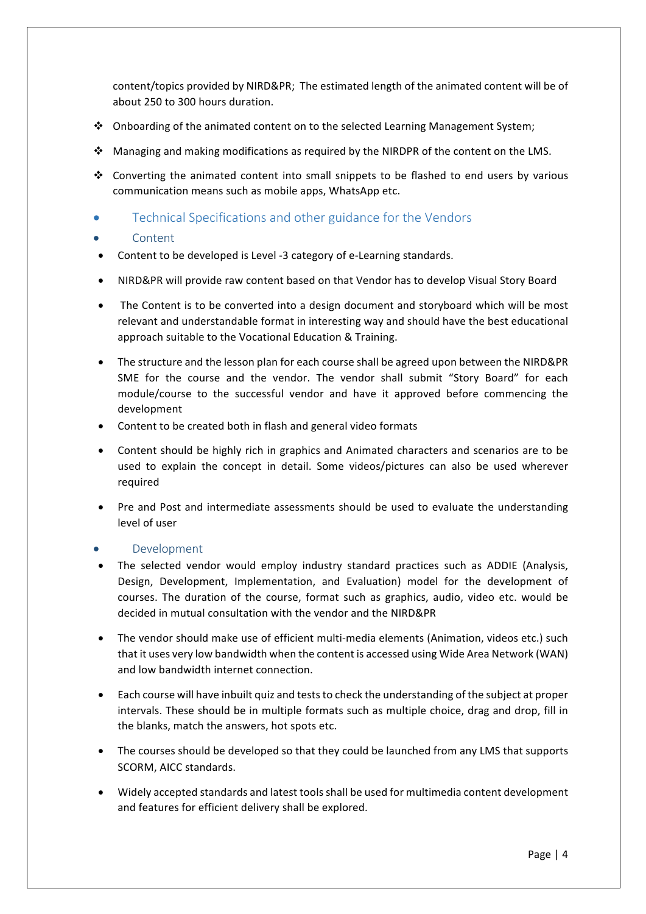content/topics provided by NIRD&PR; The estimated length of the animated content will be of about 250 to 300 hours duration.

- Onboarding of the animated content on to the selected Learning Management System;
- Managing and making modifications as required by the NIRDPR of the content on the LMS.
- Converting the animated content into small snippets to be flashed to end users by various communication means such as mobile apps, WhatsApp etc.

## Technical Specifications and other guidance for the Vendors

### Content

- Content to be developed is Level -3 category of e-Learning standards.
- NIRD&PR will provide raw content based on that Vendor has to develop Visual Story Board
- The Content is to be converted into a design document and storyboard which will be most relevant and understandable format in interesting way and should have the best educational approach suitable to the Vocational Education & Training.
- The structure and the lesson plan for each course shall be agreed upon between the NIRD&PR SME for the course and the vendor. The vendor shall submit "Story Board" for each module/course to the successful vendor and have it approved before commencing the development
- Content to be created both in flash and general video formats
- Content should be highly rich in graphics and Animated characters and scenarios are to be used to explain the concept in detail. Some videos/pictures can also be used wherever required
- Pre and Post and intermediate assessments should be used to evaluate the understanding level of user

### Development

- The selected vendor would employ industry standard practices such as ADDIE (Analysis, Design, Development, Implementation, and Evaluation) model for the development of courses. The duration of the course, format such as graphics, audio, video etc. would be decided in mutual consultation with the vendor and the NIRD&PR
- The vendor should make use of efficient multi-media elements (Animation, videos etc.) such that it uses very low bandwidth when the content is accessed using Wide Area Network (WAN) and low bandwidth internet connection.
- Each course will have inbuilt quiz and tests to check the understanding of the subject at proper intervals. These should be in multiple formats such as multiple choice, drag and drop, fill in the blanks, match the answers, hot spots etc.
- The courses should be developed so that they could be launched from any LMS that supports SCORM, AICC standards.
- Widely accepted standards and latest tools shall be used for multimedia content development and features for efficient delivery shall be explored.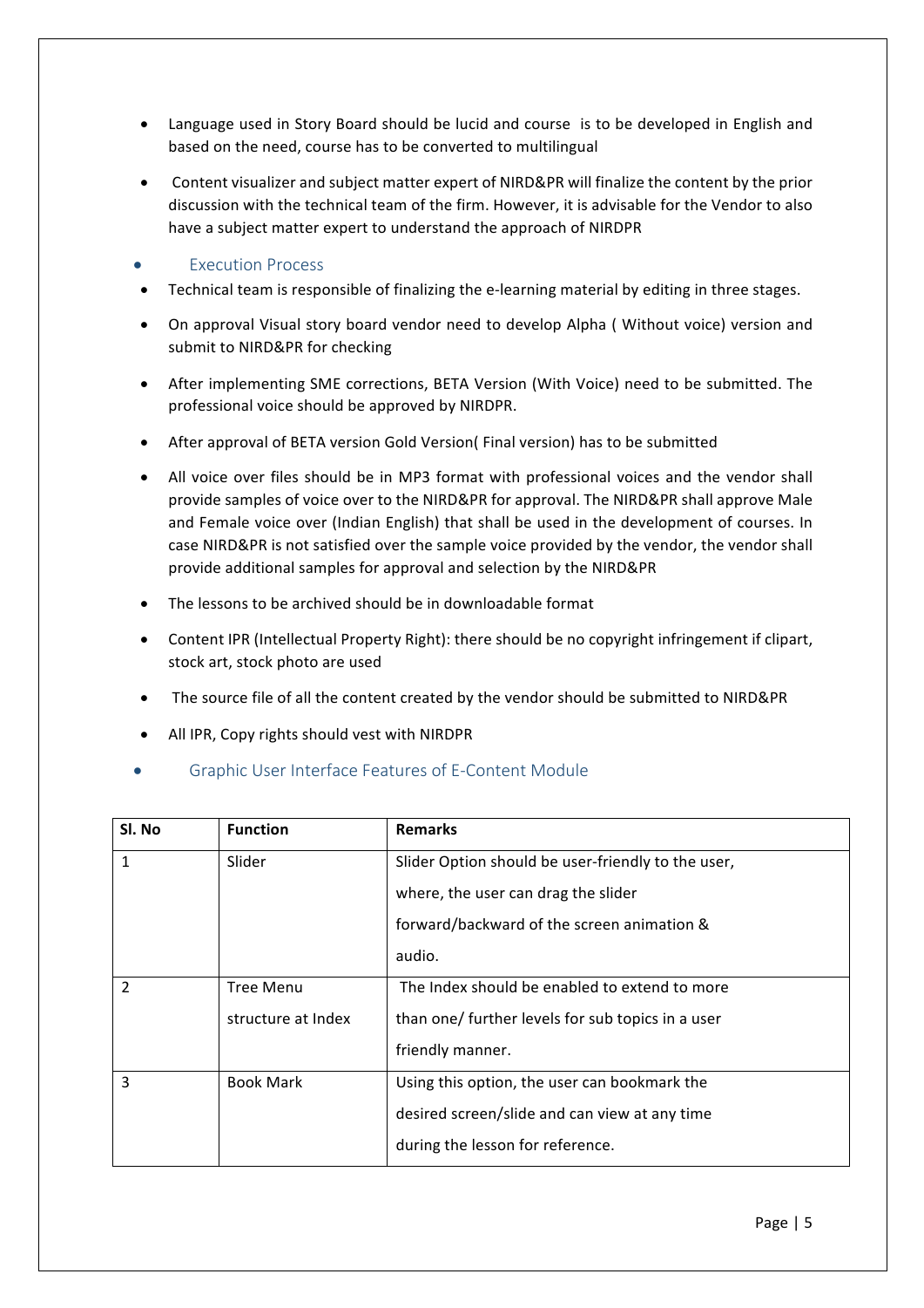- Language used in Story Board should be lucid and course is to be developed in English and based on the need, course has to be converted to multilingual
- Content visualizer and subject matter expert of NIRD&PR will finalize the content by the prior discussion with the technical team of the firm. However, it is advisable for the Vendor to also have a subject matter expert to understand the approach of NIRDPR

- ### Execution Process

- Technical team is responsible of finalizing the e-learning material by editing in three stages.
- On approval Visual story board vendor need to develop Alpha ( Without voice) version and submit to NIRD&PR for checking
- After implementing SME corrections, BETA Version (With Voice) need to be submitted. The professional voice should be approved by NIRDPR.
- After approval of BETA version Gold Version( Final version) has to be submitted
- All voice over files should be in MP3 format with professional voices and the vendor shall provide samples of voice over to the NIRD&PR for approval. The NIRD&PR shall approve Male and Female voice over (Indian English) that shall be used in the development of courses. In case NIRD&PR is not satisfied over the sample voice provided by the vendor, the vendor shall provide additional samples for approval and selection by the NIRD&PR
- The lessons to be archived should be in downloadable format
- Content IPR (Intellectual Property Right): there should be no copyright infringement if clipart, stock art, stock photo are used
- The source file of all the content created by the vendor should be submitted to NIRD&PR
- All IPR, Copy rights should vest with NIRDPR

- ### Graphic User Interface Features of E-Content Module

| Sl. No | Function | Remarks |
|---|---|---|
| 1 | Slider | Slider Option should be user-friendly to the user, where, the user can drag the slider forward/backward of the screen animation & audio. |
| 2 | Tree Menu structure at Index | The Index should be enabled to extend to more than one/ further levels for sub topics in a user friendly manner. |
| 3 | Book Mark | Using this option, the user can bookmark the desired screen/slide and can view at any time during the lesson for reference. |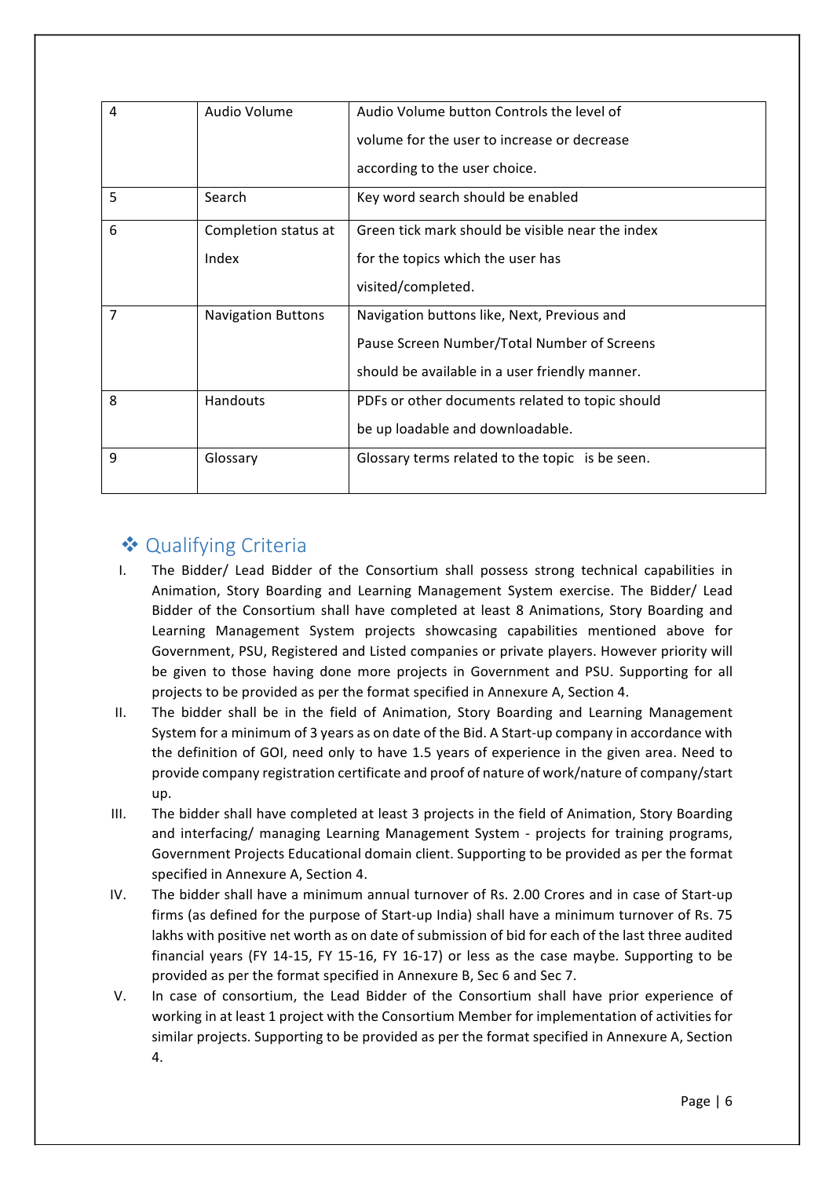| 4 | Audio Volume | Audio Volume button Controls the level of volume for the user to increase or decrease according to the user choice. |
|---|---|---|
| 5 | Search | Key word search should be enabled |
| 6 | Completion status at Index | Green tick mark should be visible near the index for the topics which the user has visited/completed. |
| 7 | Navigation Buttons | Navigation buttons like, Next, Previous and Pause Screen Number/Total Number of Screens should be available in a user friendly manner. |
| 8 | Handouts | PDFs or other documents related to topic should be up loadable and downloadable. |
| 9 | Glossary | Glossary terms related to the topic is be seen. |

## ❖ Qualifying Criteria

I. The Bidder/ Lead Bidder of the Consortium shall possess strong technical capabilities in Animation, Story Boarding and Learning Management System exercise. The Bidder/ Lead Bidder of the Consortium shall have completed at least 8 Animations, Story Boarding and Learning Management System projects showcasing capabilities mentioned above for Government, PSU, Registered and Listed companies or private players. However priority will be given to those having done more projects in Government and PSU. Supporting for all projects to be provided as per the format specified in Annexure A, Section 4.

II. The bidder shall be in the field of Animation, Story Boarding and Learning Management System for a minimum of 3 years as on date of the Bid. A Start-up company in accordance with the definition of GOI, need only to have 1.5 years of experience in the given area. Need to provide company registration certificate and proof of nature of work/nature of company/start up.

III. The bidder shall have completed at least 3 projects in the field of Animation, Story Boarding and interfacing/ managing Learning Management System - projects for training programs, Government Projects Educational domain client. Supporting to be provided as per the format specified in Annexure A, Section 4.

IV. The bidder shall have a minimum annual turnover of Rs. 2.00 Crores and in case of Start-up firms (as defined for the purpose of Start-up India) shall have a minimum turnover of Rs. 75 lakhs with positive net worth as on date of submission of bid for each of the last three audited financial years (FY 14-15, FY 15-16, FY 16-17) or less as the case maybe. Supporting to be provided as per the format specified in Annexure B, Sec 6 and Sec 7.

V. In case of consortium, the Lead Bidder of the Consortium shall have prior experience of working in at least 1 project with the Consortium Member for implementation of activities for similar projects. Supporting to be provided as per the format specified in Annexure A, Section 4.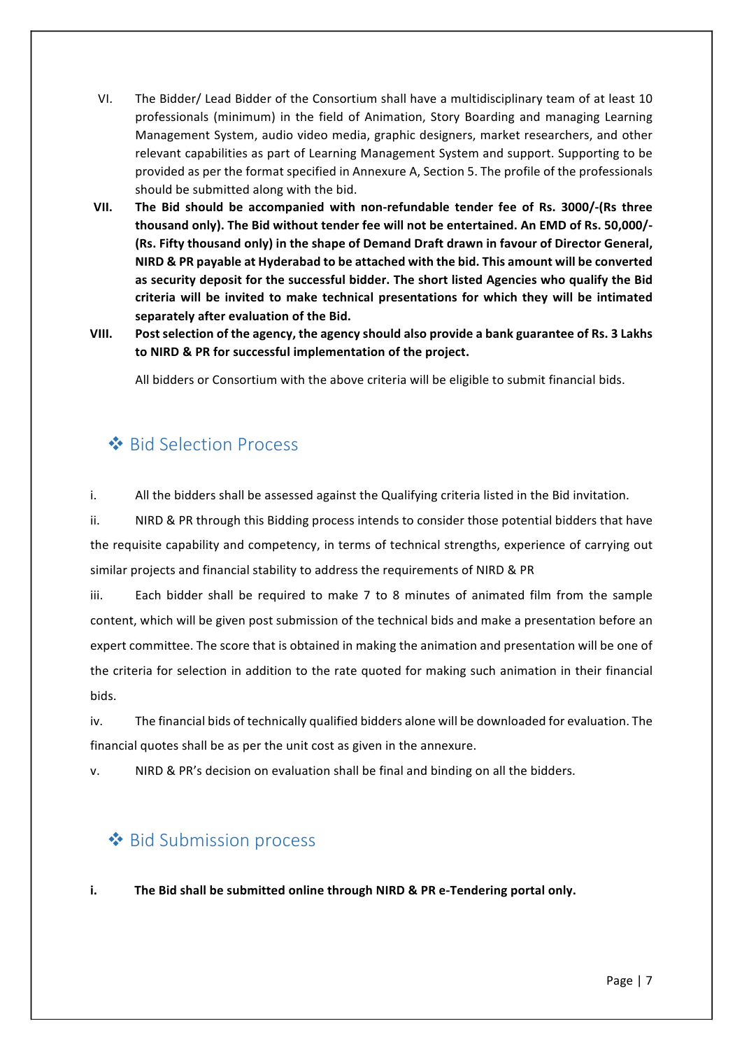VI. The Bidder/ Lead Bidder of the Consortium shall have a multidisciplinary team of at least 10 professionals (minimum) in the field of Animation, Story Boarding and managing Learning Management System, audio video media, graphic designers, market researchers, and other relevant capabilities as part of Learning Management System and support. Supporting to be provided as per the format specified in Annexure A, Section 5. The profile of the professionals should be submitted along with the bid.

**VII. The Bid should be accompanied with non-refundable tender fee of Rs. 3000/-(Rs three thousand only). The Bid without tender fee will not be entertained. An EMD of Rs. 50,000/- (Rs. Fifty thousand only) in the shape of Demand Draft drawn in favour of Director General, NIRD & PR payable at Hyderabad to be attached with the bid. This amount will be converted as security deposit for the successful bidder. The short listed Agencies who qualify the Bid criteria will be invited to make technical presentations for which they will be intimated separately after evaluation of the Bid.**

**VIII. Post selection of the agency, the agency should also provide a bank guarantee of Rs. 3 Lakhs to NIRD & PR for successful implementation of the project.**

All bidders or Consortium with the above criteria will be eligible to submit financial bids.

## ❖ Bid Selection Process

i. All the bidders shall be assessed against the Qualifying criteria listed in the Bid invitation.

ii. NIRD & PR through this Bidding process intends to consider those potential bidders that have the requisite capability and competency, in terms of technical strengths, experience of carrying out similar projects and financial stability to address the requirements of NIRD & PR

iii. Each bidder shall be required to make 7 to 8 minutes of animated film from the sample content, which will be given post submission of the technical bids and make a presentation before an expert committee. The score that is obtained in making the animation and presentation will be one of the criteria for selection in addition to the rate quoted for making such animation in their financial bids.

iv. The financial bids of technically qualified bidders alone will be downloaded for evaluation. The financial quotes shall be as per the unit cost as given in the annexure.

v. NIRD & PR's decision on evaluation shall be final and binding on all the bidders.

## ❖ Bid Submission process

**i. The Bid shall be submitted online through NIRD & PR e-Tendering portal only.**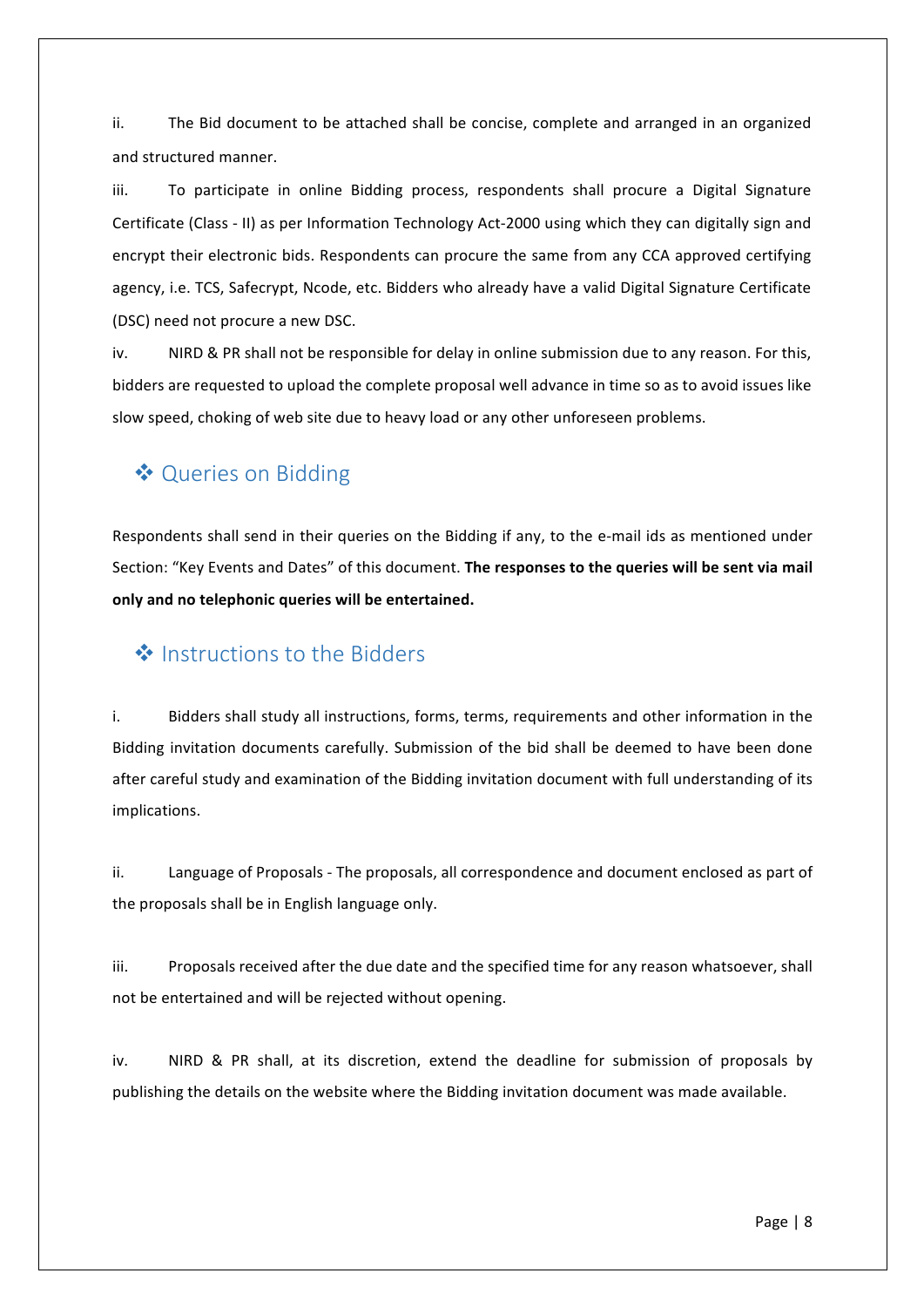ii. The Bid document to be attached shall be concise, complete and arranged in an organized and structured manner.

iii. To participate in online Bidding process, respondents shall procure a Digital Signature Certificate (Class - II) as per Information Technology Act-2000 using which they can digitally sign and encrypt their electronic bids. Respondents can procure the same from any CCA approved certifying agency, i.e. TCS, Safecrypt, Ncode, etc. Bidders who already have a valid Digital Signature Certificate (DSC) need not procure a new DSC.

iv. NIRD & PR shall not be responsible for delay in online submission due to any reason. For this, bidders are requested to upload the complete proposal well advance in time so as to avoid issues like slow speed, choking of web site due to heavy load or any other unforeseen problems.

## ❖ Queries on Bidding

Respondents shall send in their queries on the Bidding if any, to the e-mail ids as mentioned under Section: "Key Events and Dates" of this document. **The responses to the queries will be sent via mail only and no telephonic queries will be entertained.**

## ❖ Instructions to the Bidders

i. Bidders shall study all instructions, forms, terms, requirements and other information in the Bidding invitation documents carefully. Submission of the bid shall be deemed to have been done after careful study and examination of the Bidding invitation document with full understanding of its implications.

ii. Language of Proposals - The proposals, all correspondence and document enclosed as part of the proposals shall be in English language only.

iii. Proposals received after the due date and the specified time for any reason whatsoever, shall not be entertained and will be rejected without opening.

iv. NIRD & PR shall, at its discretion, extend the deadline for submission of proposals by publishing the details on the website where the Bidding invitation document was made available.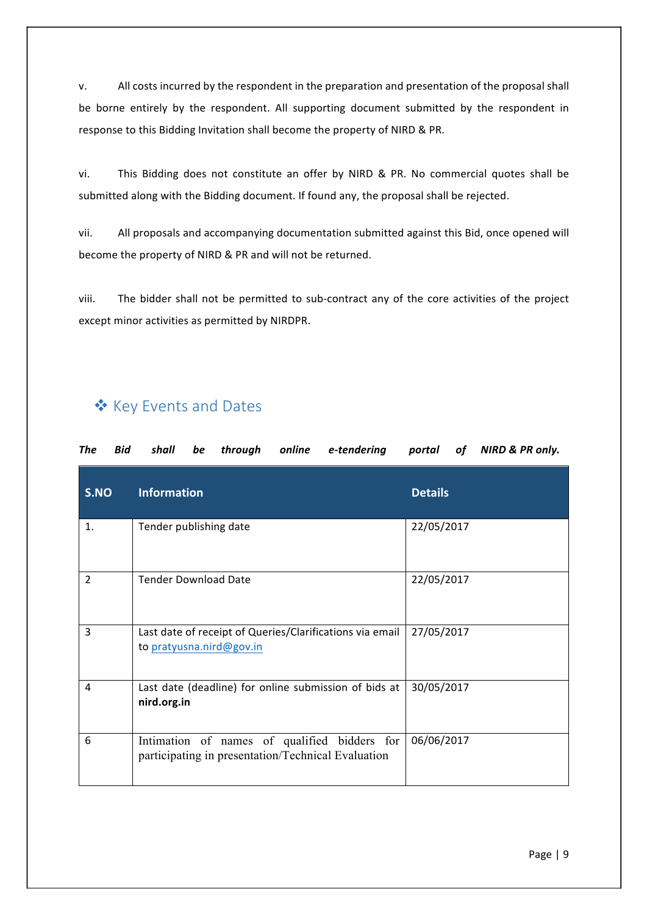v. All costs incurred by the respondent in the preparation and presentation of the proposal shall be borne entirely by the respondent. All supporting document submitted by the respondent in response to this Bidding Invitation shall become the property of NIRD & PR.

vi. This Bidding does not constitute an offer by NIRD & PR. No commercial quotes shall be submitted along with the Bidding document. If found any, the proposal shall be rejected.

vii. All proposals and accompanying documentation submitted against this Bid, once opened will become the property of NIRD & PR and will not be returned.

viii. The bidder shall not be permitted to sub-contract any of the core activities of the project except minor activities as permitted by NIRDPR.

## ❖ Key Events and Dates

***The Bid shall be through online e-tendering portal of NIRD & PR only.***

| S.NO | Information | Details |
|---|---|---|
| 1. | Tender publishing date | 22/05/2017 |
| 2 | Tender Download Date | 22/05/2017 |
| 3 | Last date of receipt of Queries/Clarifications via email to pratyusna.nird@gov.in | 27/05/2017 |
| 4 | Last date (deadline) for online submission of bids at **nird.org.in** | 30/05/2017 |
| 6 | Intimation of names of qualified bidders for participating in presentation/Technical Evaluation | 06/06/2017 |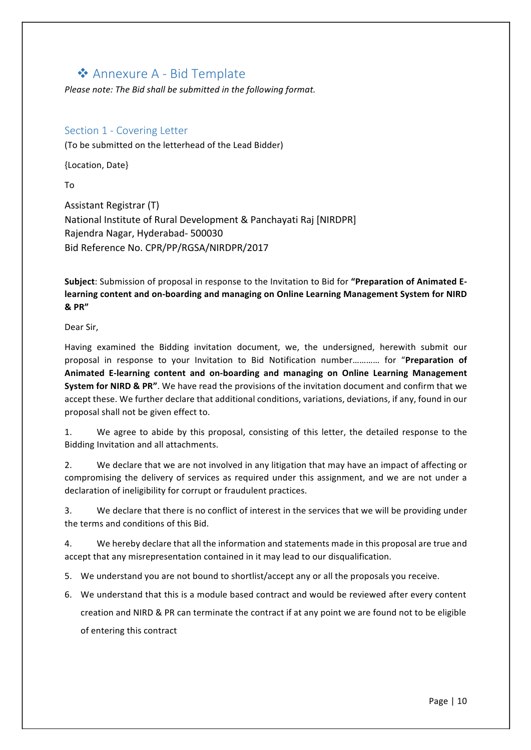# ❖ Annexure A - Bid Template

*Please note: The Bid shall be submitted in the following format.*

## Section 1 - Covering Letter

(To be submitted on the letterhead of the Lead Bidder)

{Location, Date}

To

Assistant Registrar (T)
National Institute of Rural Development & Panchayati Raj [NIRDPR]
Rajendra Nagar, Hyderabad- 500030
Bid Reference No. CPR/PP/RGSA/NIRDPR/2017

**Subject**: Submission of proposal in response to the Invitation to Bid for **"Preparation of Animated E-learning content and on-boarding and managing on Online Learning Management System for NIRD & PR"**

Dear Sir,

Having examined the Bidding invitation document, we, the undersigned, herewith submit our proposal in response to your Invitation to Bid Notification number………… for "**Preparation of Animated E-learning content and on-boarding and managing on Online Learning Management System for NIRD & PR"**. We have read the provisions of the invitation document and confirm that we accept these. We further declare that additional conditions, variations, deviations, if any, found in our proposal shall not be given effect to.

1. We agree to abide by this proposal, consisting of this letter, the detailed response to the Bidding Invitation and all attachments.

2. We declare that we are not involved in any litigation that may have an impact of affecting or compromising the delivery of services as required under this assignment, and we are not under a declaration of ineligibility for corrupt or fraudulent practices.

3. We declare that there is no conflict of interest in the services that we will be providing under the terms and conditions of this Bid.

4. We hereby declare that all the information and statements made in this proposal are true and accept that any misrepresentation contained in it may lead to our disqualification.

5. We understand you are not bound to shortlist/accept any or all the proposals you receive.

6. We understand that this is a module based contract and would be reviewed after every content creation and NIRD & PR can terminate the contract if at any point we are found not to be eligible of entering this contract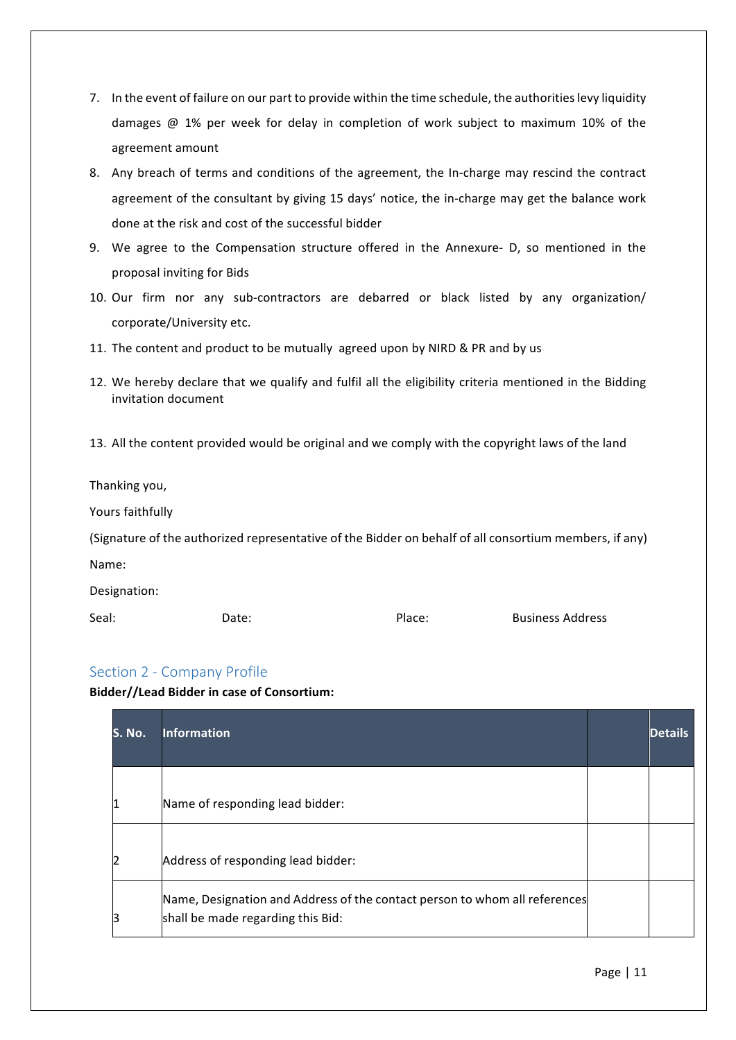7. In the event of failure on our part to provide within the time schedule, the authorities levy liquidity damages @ 1% per week for delay in completion of work subject to maximum 10% of the agreement amount
8. Any breach of terms and conditions of the agreement, the In-charge may rescind the contract agreement of the consultant by giving 15 days' notice, the in-charge may get the balance work done at the risk and cost of the successful bidder
9. We agree to the Compensation structure offered in the Annexure- D, so mentioned in the proposal inviting for Bids
10. Our firm nor any sub-contractors are debarred or black listed by any organization/ corporate/University etc.
11. The content and product to be mutually agreed upon by NIRD & PR and by us
12. We hereby declare that we qualify and fulfil all the eligibility criteria mentioned in the Bidding invitation document
13. All the content provided would be original and we comply with the copyright laws of the land

Thanking you,

Yours faithfully

(Signature of the authorized representative of the Bidder on behalf of all consortium members, if any)

Name:

Designation:

Seal: Date: Place: Business Address

## Section 2 - Company Profile

**Bidder//Lead Bidder in case of Consortium:**

| S. No. | Information | | Details |
|---|---|---|---|
| 1 | Name of responding lead bidder: | | |
| 2 | Address of responding lead bidder: | | |
| 3 | Name, Designation and Address of the contact person to whom all references shall be made regarding this Bid: | | |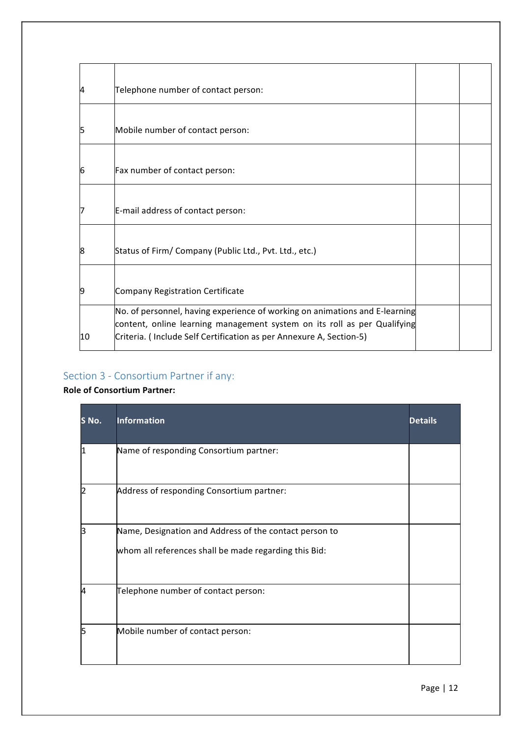| | | | |
|---|---|---|---|
| 4 | Telephone number of contact person: | | |
| 5 | Mobile number of contact person: | | |
| 6 | Fax number of contact person: | | |
| 7 | E-mail address of contact person: | | |
| 8 | Status of Firm/ Company (Public Ltd., Pvt. Ltd., etc.) | | |
| 9 | Company Registration Certificate | | |
| 10 | No. of personnel, having experience of working on animations and E-learning content, online learning management system on its roll as per Qualifying Criteria. ( Include Self Certification as per Annexure A, Section-5) | | |

## Section 3 - Consortium Partner if any:

**Role of Consortium Partner:**

| S No. | Information | Details |
|---|---|---|
| 1 | Name of responding Consortium partner: | |
| 2 | Address of responding Consortium partner: | |
| 3 | Name, Designation and Address of the contact person to whom all references shall be made regarding this Bid: | |
| 4 | Telephone number of contact person: | |
| 5 | Mobile number of contact person: | |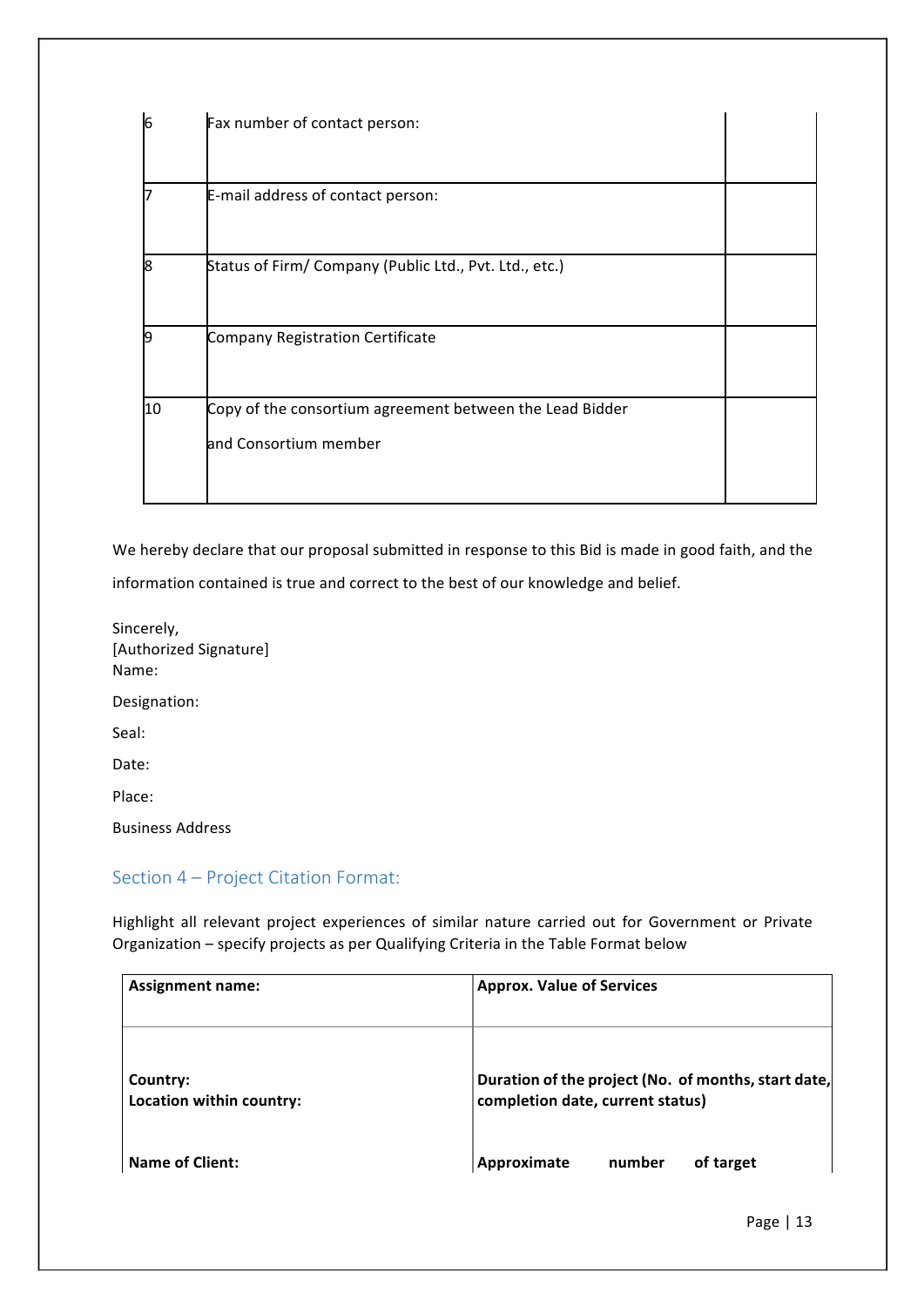| | | |
|---|---|---|
| 6 | Fax number of contact person: | |
| 7 | E-mail address of contact person: | |
| 8 | Status of Firm/ Company (Public Ltd., Pvt. Ltd., etc.) | |
| 9 | Company Registration Certificate | |
| 10 | Copy of the consortium agreement between the Lead Bidder and Consortium member | |

We hereby declare that our proposal submitted in response to this Bid is made in good faith, and the information contained is true and correct to the best of our knowledge and belief.

Sincerely,
[Authorized Signature]
Name:

Designation:

Seal:

Date:

Place:

Business Address

## Section 4 – Project Citation Format:

Highlight all relevant project experiences of similar nature carried out for Government or Private Organization – specify projects as per Qualifying Criteria in the Table Format below

| **Assignment name:** | **Approx. Value of Services** |
|---|---|
| **Country:**<br>**Location within country:** | **Duration of the project (No. of months, start date, completion date, current status)** |
| **Name of Client:** | **Approximate number of target** |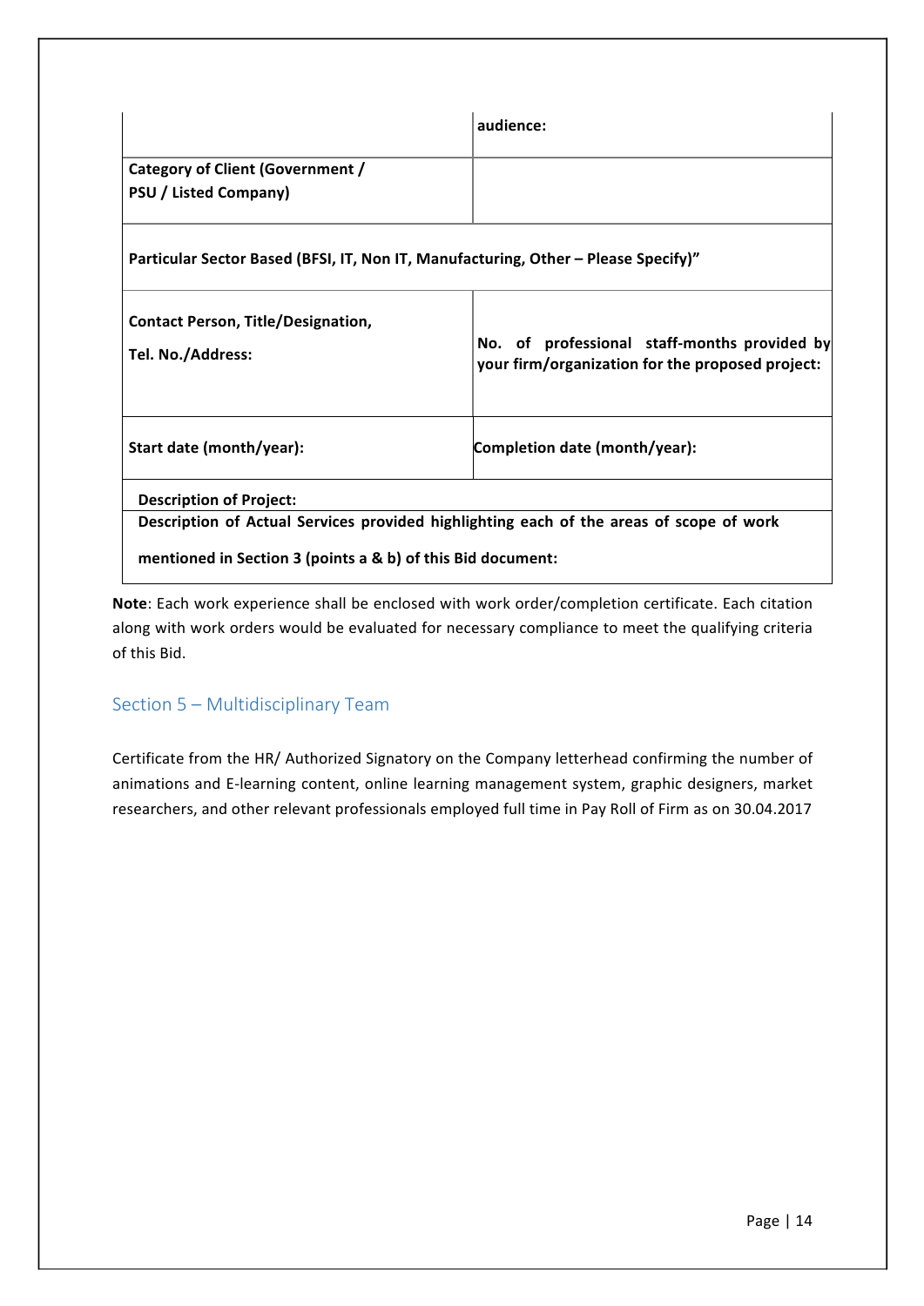| | audience: |
|---|---|
| **Category of Client (Government / PSU / Listed Company)** | |
| **Particular Sector Based (BFSI, IT, Non IT, Manufacturing, Other – Please Specify)"** | |
| **Contact Person, Title/Designation, Tel. No./Address:** | **No. of professional staff-months provided by your firm/organization for the proposed project:** |
| **Start date (month/year):** | **Completion date (month/year):** |
| **Description of Project:** | |
| **Description of Actual Services provided highlighting each of the areas of scope of work mentioned in Section 3 (points a & b) of this Bid document:** | |

**Note**: Each work experience shall be enclosed with work order/completion certificate. Each citation along with work orders would be evaluated for necessary compliance to meet the qualifying criteria of this Bid.

## Section 5 – Multidisciplinary Team

Certificate from the HR/ Authorized Signatory on the Company letterhead confirming the number of animations and E-learning content, online learning management system, graphic designers, market researchers, and other relevant professionals employed full time in Pay Roll of Firm as on 30.04.2017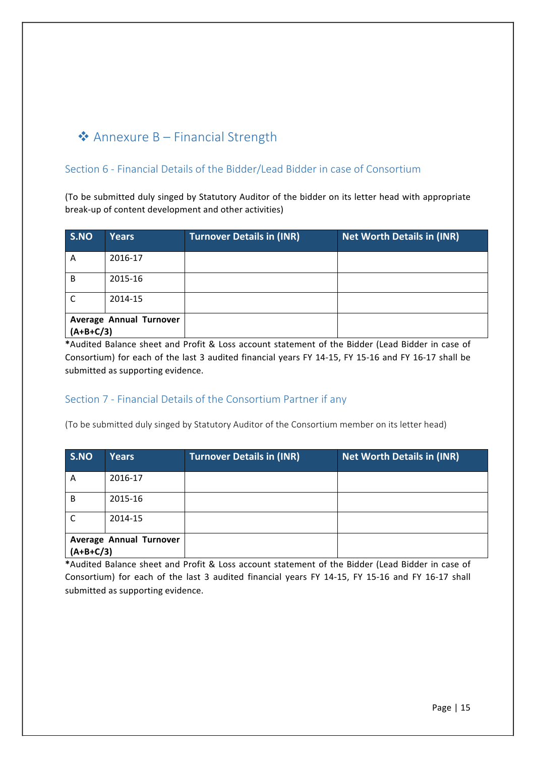# ❖ Annexure B – Financial Strength

## Section 6 - Financial Details of the Bidder/Lead Bidder in case of Consortium

(To be submitted duly singed by Statutory Auditor of the bidder on its letter head with appropriate break-up of content development and other activities)

| S.NO | Years | Turnover Details in (INR) | Net Worth Details in (INR) |
|---|---|---|---|
| A | 2016-17 | | |
| B | 2015-16 | | |
| C | 2014-15 | | |
| **Average Annual Turnover (A+B+C/3)** | | | |

**\***Audited Balance sheet and Profit & Loss account statement of the Bidder (Lead Bidder in case of Consortium) for each of the last 3 audited financial years FY 14-15, FY 15-16 and FY 16-17 shall be submitted as supporting evidence.

## Section 7 - Financial Details of the Consortium Partner if any

(To be submitted duly singed by Statutory Auditor of the Consortium member on its letter head)

| S.NO | Years | Turnover Details in (INR) | Net Worth Details in (INR) |
|---|---|---|---|
| A | 2016-17 | | |
| B | 2015-16 | | |
| C | 2014-15 | | |
| **Average Annual Turnover (A+B+C/3)** | | | |

**\***Audited Balance sheet and Profit & Loss account statement of the Bidder (Lead Bidder in case of Consortium) for each of the last 3 audited financial years FY 14-15, FY 15-16 and FY 16-17 shall submitted as supporting evidence.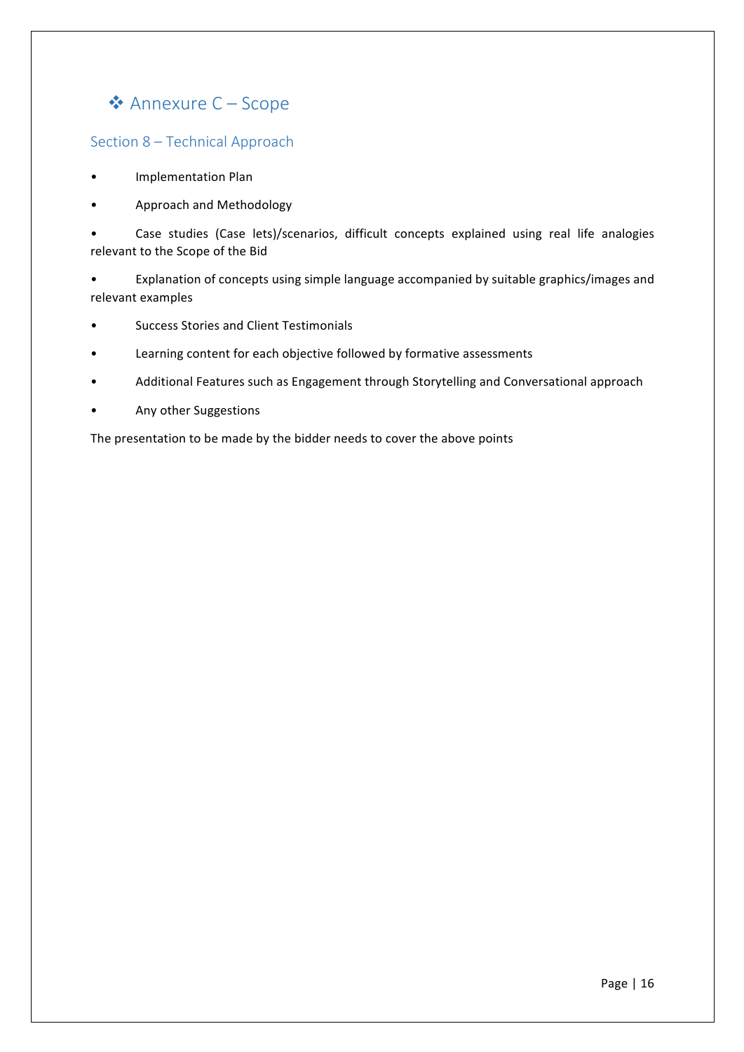# ❖ Annexure C – Scope

## Section 8 – Technical Approach

- Implementation Plan
- Approach and Methodology
- Case studies (Case lets)/scenarios, difficult concepts explained using real life analogies relevant to the Scope of the Bid
- Explanation of concepts using simple language accompanied by suitable graphics/images and relevant examples
- Success Stories and Client Testimonials
- Learning content for each objective followed by formative assessments
- Additional Features such as Engagement through Storytelling and Conversational approach
- Any other Suggestions

The presentation to be made by the bidder needs to cover the above points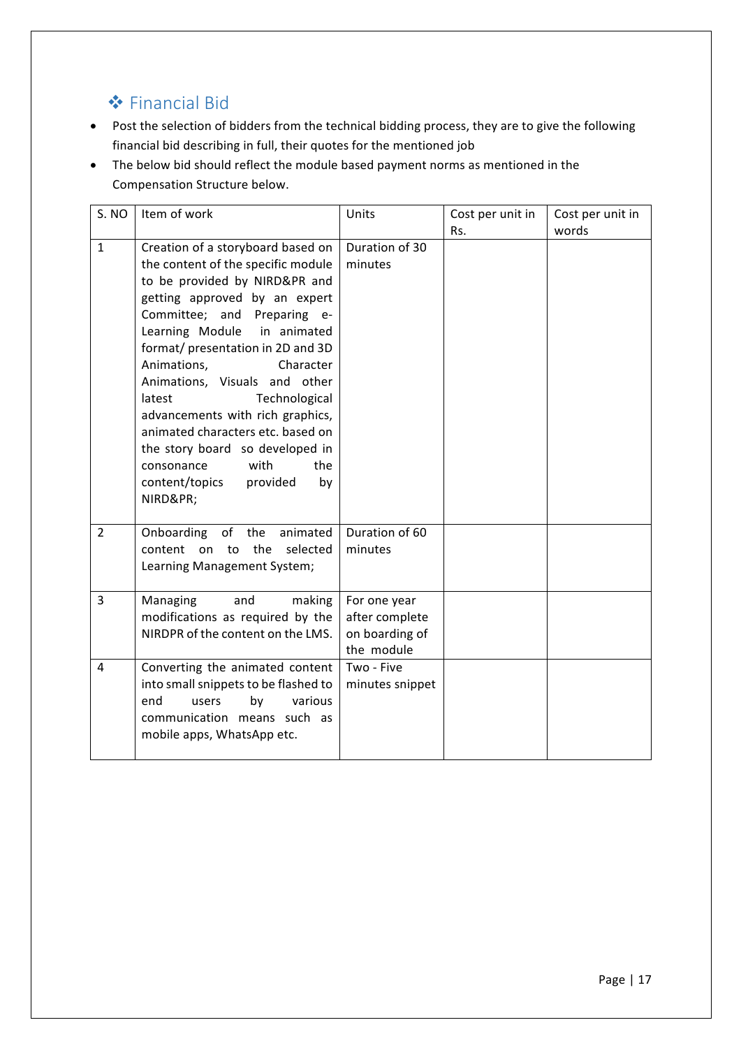## ❖ Financial Bid

- Post the selection of bidders from the technical bidding process, they are to give the following financial bid describing in full, their quotes for the mentioned job
- The below bid should reflect the module based payment norms as mentioned in the Compensation Structure below.

| S. NO | Item of work | Units | Cost per unit in Rs. | Cost per unit in words |
|---|---|---|---|---|
| 1 | Creation of a storyboard based on the content of the specific module to be provided by NIRD&PR and getting approved by an expert Committee; and Preparing e-Learning Module in animated format/ presentation in 2D and 3D Animations, Character Animations, Visuals and other latest Technological advancements with rich graphics, animated characters etc. based on the story board so developed in consonance with the content/topics provided by NIRD&PR; | Duration of 30 minutes | | |
| 2 | Onboarding of the animated content on to the selected Learning Management System; | Duration of 60 minutes | | |
| 3 | Managing and making modifications as required by the NIRDPR of the content on the LMS. | For one year after complete on boarding of the module | | |
| 4 | Converting the animated content into small snippets to be flashed to end users by various communication means such as mobile apps, WhatsApp etc. | Two - Five minutes snippet | | |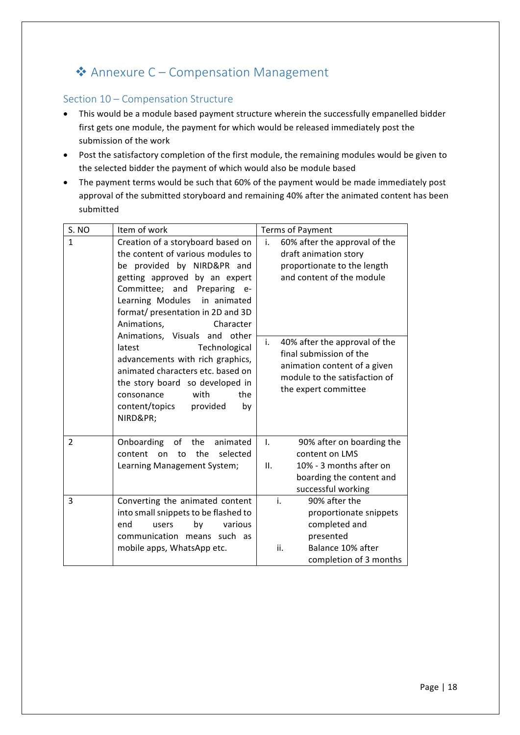# ❖ Annexure C – Compensation Management

## Section 10 – Compensation Structure

- This would be a module based payment structure wherein the successfully empanelled bidder first gets one module, the payment for which would be released immediately post the submission of the work
- Post the satisfactory completion of the first module, the remaining modules would be given to the selected bidder the payment of which would also be module based
- The payment terms would be such that 60% of the payment would be made immediately post approval of the submitted storyboard and remaining 40% after the animated content has been submitted

| S. NO | Item of work | Terms of Payment |
|---|---|---|
| 1 | Creation of a storyboard based on the content of various modules to be provided by NIRD&PR and getting approved by an expert Committee; and Preparing e-Learning Modules in animated format/ presentation in 2D and 3D Animations, Character Animations, Visuals and other latest Technological advancements with rich graphics, animated characters etc. based on the story board so developed in consonance with the content/topics provided by NIRD&PR; | i. 60% after the approval of the draft animation story proportionate to the length and content of the module<br><br>i. 40% after the approval of the final submission of the animation content of a given module to the satisfaction of the expert committee |
| 2 | Onboarding of the animated content on to the selected Learning Management System; | I. 90% after on boarding the content on LMS<br>II. 10% - 3 months after on boarding the content and successful working |
| 3 | Converting the animated content into small snippets to be flashed to end users by various communication means such as mobile apps, WhatsApp etc. | i. 90% after the proportionate snippets completed and presented<br>ii. Balance 10% after completion of 3 months |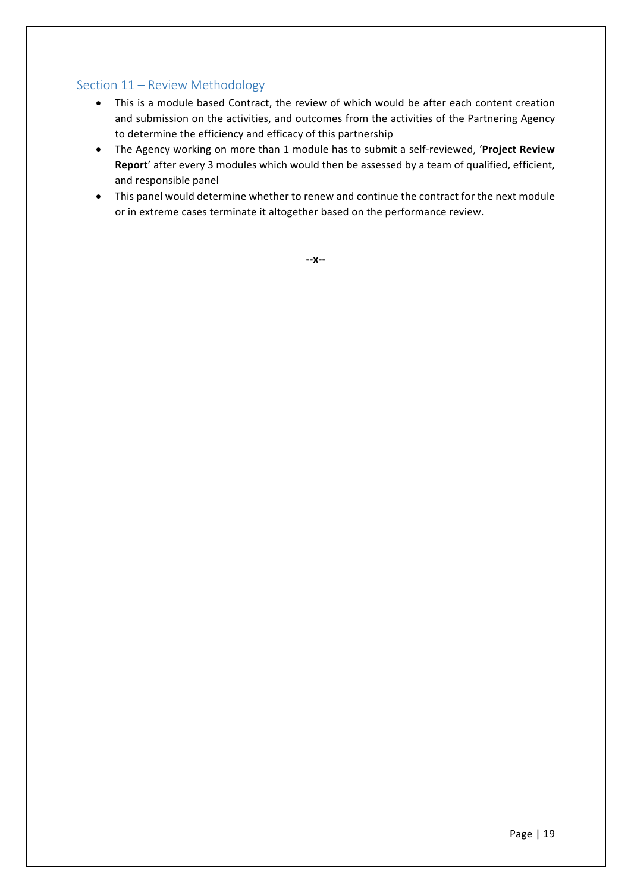## Section 11 – Review Methodology

- This is a module based Contract, the review of which would be after each content creation and submission on the activities, and outcomes from the activities of the Partnering Agency to determine the efficiency and efficacy of this partnership
- The Agency working on more than 1 module has to submit a self-reviewed, '**Project Review Report**' after every 3 modules which would then be assessed by a team of qualified, efficient, and responsible panel
- This panel would determine whether to renew and continue the contract for the next module or in extreme cases terminate it altogether based on the performance review.

**--x--**